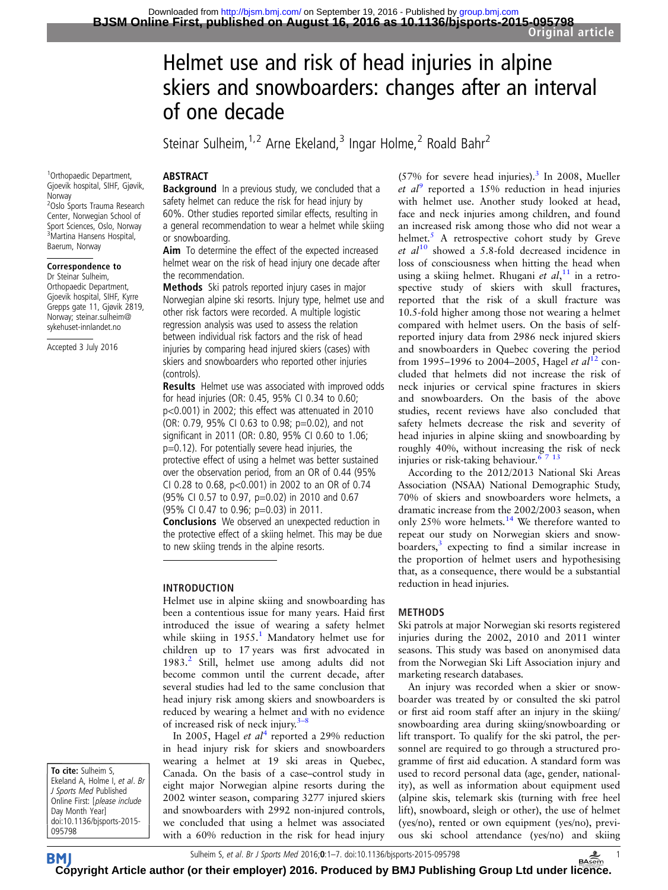# Helmet use and risk of head injuries in alpine skiers and snowboarders: changes after an interval of one decade

Steinar Sulheim,[1,2] Arne Ekeland,[3] Ingar Holme,[2] Roald Bahr[2]

[1]Orthopaedic Department, Gjoevik hospital, SIHF, Gjøvik, Norway
[2]Oslo Sports Trauma Research Center, Norwegian School of Sport Sciences, Oslo, Norway
[3]Martina Hansens Hospital, Baerum, Norway

**Correspondence to**
Dr Steinar Sulheim, Orthopaedic Department, Gjoevik hospital, SIHF, Kyrre Grepps gate 11, Gjøvik 2819, Norway; steinar.sulheim@sykehuset-innlandet.no

Accepted 3 July 2016

**To cite:** Sulheim S, Ekeland A, Holme I, *et al*. *Br J Sports Med* Published Online First: [*please include* Day Month Year] doi:10.1136/bjsports-2015-095798

## ABSTRACT

**Background** In a previous study, we concluded that a safety helmet can reduce the risk for head injury by 60%. Other studies reported similar effects, resulting in a general recommendation to wear a helmet while skiing or snowboarding.

**Aim** To determine the effect of the expected increased helmet wear on the risk of head injury one decade after the recommendation.

**Methods** Ski patrols reported injury cases in major Norwegian alpine ski resorts. Injury type, helmet use and other risk factors were recorded. A multiple logistic regression analysis was used to assess the relation between individual risk factors and the risk of head injuries by comparing head injured skiers (cases) with skiers and snowboarders who reported other injuries (controls).

**Results** Helmet use was associated with improved odds for head injuries (OR: 0.45, 95% CI 0.34 to 0.60; $p<0.001$) in 2002; this effect was attenuated in 2010 (OR: 0.79, 95% CI 0.63 to 0.98; $p=0.02$), and not significant in 2011 (OR: 0.80, 95% CI 0.60 to 1.06; $p=0.12$). For potentially severe head injuries, the protective effect of using a helmet was better sustained over the observation period, from an OR of 0.44 (95% CI 0.28 to 0.68, $p<0.001$) in 2002 to an OR of 0.74 (95% CI 0.57 to 0.97, $p=0.02$) in 2010 and 0.67 (95% CI 0.47 to 0.96; $p=0.03$) in 2011.

**Conclusions** We observed an unexpected reduction in the protective effect of a skiing helmet. This may be due to new skiing trends in the alpine resorts.

## INTRODUCTION

Helmet use in alpine skiing and snowboarding has been a contentious issue for many years. Haid first introduced the issue of wearing a safety helmet while skiing in 1955.[1] Mandatory helmet use for children up to 17 years was first advocated in 1983.[2] Still, helmet use among adults did not become common until the current decade, after several studies had led to the same conclusion that head injury risk among skiers and snowboarders is reduced by wearing a helmet and with no evidence of increased risk of neck injury.[3–8]

In 2005, Hagel *et al*[4] reported a 29% reduction in head injury risk for skiers and snowboarders wearing a helmet at 19 ski areas in Quebec, Canada. On the basis of a case–control study in eight major Norwegian alpine resorts during the 2002 winter season, comparing 3277 injured skiers and snowboarders with 2992 non-injured controls, we concluded that using a helmet was associated with a 60% reduction in the risk for head injury (57% for severe head injuries).[3] In 2008, Mueller *et al*[9] reported a 15% reduction in head injuries with helmet use. Another study looked at head, face and neck injuries among children, and found an increased risk among those who did not wear a helmet.[5] A retrospective cohort study by Greve *et al*[10] showed a 5.8-fold decreased incidence in loss of consciousness when hitting the head when using a skiing helmet. Rhugani *et al*,[11] in a retrospective study of skiers with skull fractures, reported that the risk of a skull fracture was 10.5-fold higher among those not wearing a helmet compared with helmet users. On the basis of self-reported injury data from 2986 neck injured skiers and snowboarders in Quebec covering the period from 1995–1996 to 2004–2005, Hagel *et al*[12] concluded that helmets did not increase the risk of neck injuries or cervical spine fractures in skiers and snowboarders. On the basis of the above studies, recent reviews have also concluded that safety helmets decrease the risk and severity of head injuries in alpine skiing and snowboarding by roughly 40%, without increasing the risk of neck injuries or risk-taking behaviour.[6 7 13]

According to the 2012/2013 National Ski Areas Association (NSAA) National Demographic Study, 70% of skiers and snowboarders wore helmets, a dramatic increase from the 2002/2003 season, when only 25% wore helmets.[14] We therefore wanted to repeat our study on Norwegian skiers and snowboarders,[3] expecting to find a similar increase in the proportion of helmet users and hypothesising that, as a consequence, there would be a substantial reduction in head injuries.

## METHODS

Ski patrols at major Norwegian ski resorts registered injuries during the 2002, 2010 and 2011 winter seasons. This study was based on anonymised data from the Norwegian Ski Lift Association injury and marketing research databases.

An injury was recorded when a skier or snowboarder was treated by or consulted the ski patrol or first aid room staff after an injury in the skiing/snowboarding area during skiing/snowboarding or lift transport. To qualify for the ski patrol, the personnel are required to go through a structured programme of first aid education. A standard form was used to record personal data (age, gender, nationality), as well as information about equipment used (alpine skis, telemark skis (turning with free heel lift), snowboard, sleigh or other), the use of helmet (yes/no), rented or own equipment (yes/no), previous ski school attendance (yes/no) and skiing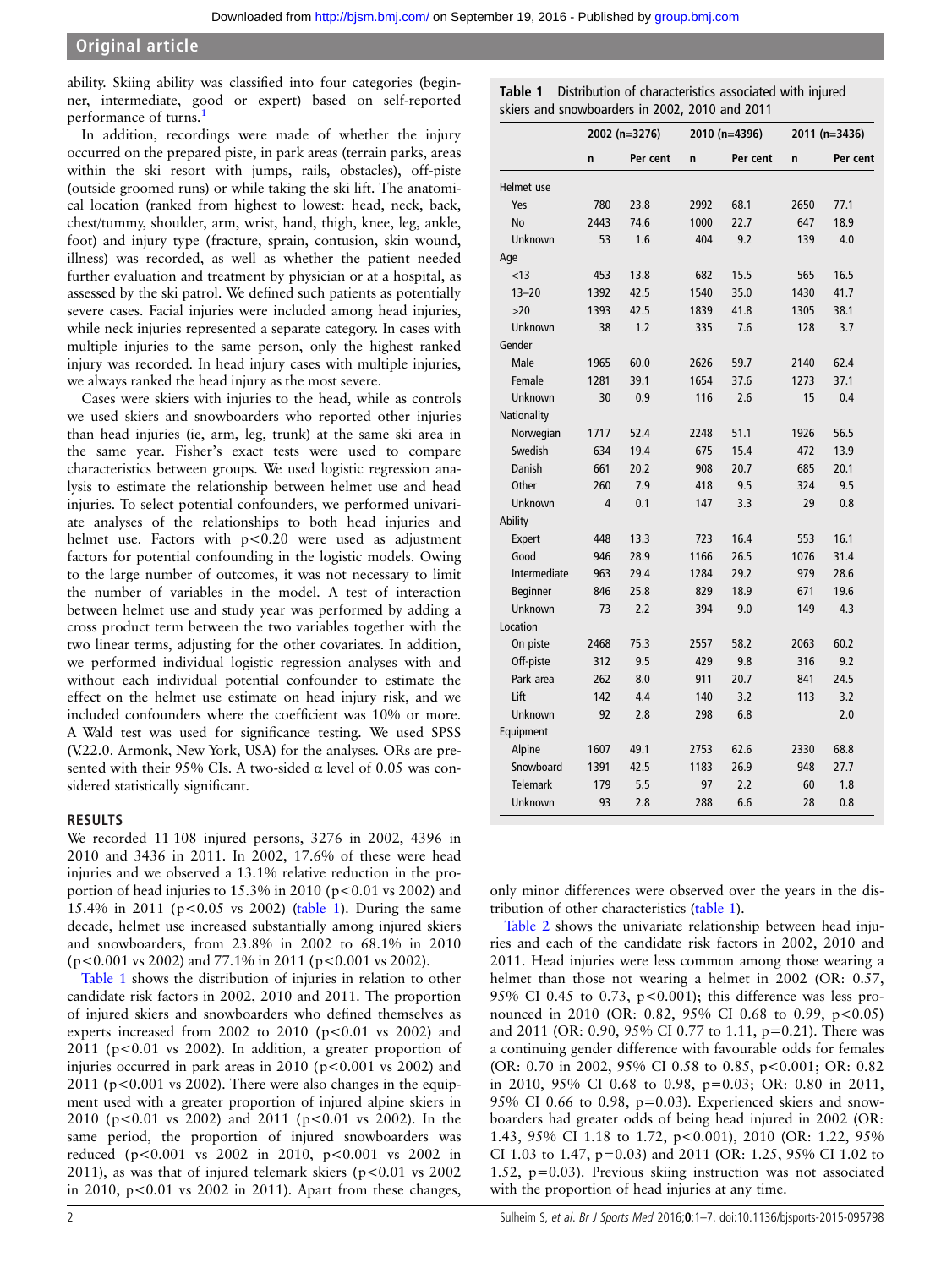ability. Skiing ability was classified into four categories (beginner, intermediate, good or expert) based on self-reported performance of turns.[1]

In addition, recordings were made of whether the injury occurred on the prepared piste, in park areas (terrain parks, areas within the ski resort with jumps, rails, obstacles), off-piste (outside groomed runs) or while taking the ski lift. The anatomical location (ranked from highest to lowest: head, neck, back, chest/tummy, shoulder, arm, wrist, hand, thigh, knee, leg, ankle, foot) and injury type (fracture, sprain, contusion, skin wound, illness) was recorded, as well as whether the patient needed further evaluation and treatment by physician or at a hospital, as assessed by the ski patrol. We defined such patients as potentially severe cases. Facial injuries were included among head injuries, while neck injuries represented a separate category. In cases with multiple injuries to the same person, only the highest ranked injury was recorded. In head injury cases with multiple injuries, we always ranked the head injury as the most severe.

Cases were skiers with injuries to the head, while as controls we used skiers and snowboarders who reported other injuries than head injuries (ie, arm, leg, trunk) at the same ski area in the same year. Fisher's exact tests were used to compare characteristics between groups. We used logistic regression analysis to estimate the relationship between helmet use and head injuries. To select potential confounders, we performed univariate analyses of the relationships to both head injuries and helmet use. Factors with $p<0.20$ were used as adjustment factors for potential confounding in the logistic models. Owing to the large number of outcomes, it was not necessary to limit the number of variables in the model. A test of interaction between helmet use and study year was performed by adding a cross product term between the two variables together with the two linear terms, adjusting for the other covariates. In addition, we performed individual logistic regression analyses with and without each individual potential confounder to estimate the effect on the helmet use estimate on head injury risk, and we included confounders where the coefficient was 10% or more. A Wald test was used for significance testing. We used SPSS (V.22.0. Armonk, New York, USA) for the analyses. ORs are presented with their 95% CIs. A two-sided $\alpha$ level of 0.05 was considered statistically significant.

## RESULTS

We recorded 11 108 injured persons, 3276 in 2002, 4396 in 2010 and 3436 in 2011. In 2002, 17.6% of these were head injuries and we observed a 13.1% relative reduction in the proportion of head injuries to 15.3% in 2010 ($p<0.01$ vs 2002) and 15.4% in 2011 ($p<0.05$ vs 2002) (table 1). During the same decade, helmet use increased substantially among injured skiers and snowboarders, from 23.8% in 2002 to 68.1% in 2010 ($p<0.001$ vs 2002) and 77.1% in 2011 ($p<0.001$ vs 2002).

Table 1 shows the distribution of injuries in relation to other candidate risk factors in 2002, 2010 and 2011. The proportion of injured skiers and snowboarders who defined themselves as experts increased from 2002 to 2010 ($p<0.01$ vs 2002) and 2011 ($p<0.01$ vs 2002). In addition, a greater proportion of injuries occurred in park areas in 2010 ($p<0.001$ vs 2002) and 2011 ($p<0.001$ vs 2002). There were also changes in the equipment used with a greater proportion of injured alpine skiers in 2010 ($p<0.01$ vs 2002) and 2011 ($p<0.01$ vs 2002). In the same period, the proportion of injured snowboarders was reduced ($p<0.001$ vs 2002 in 2010, $p<0.001$ vs 2002 in 2011), as was that of injured telemark skiers ($p<0.01$ vs 2002 in 2010, $p<0.01$ vs 2002 in 2011). Apart from these changes, only minor differences were observed over the years in the distribution of other characteristics (table 1).

**Table 1** Distribution of characteristics associated with injured skiers and snowboarders in 2002, 2010 and 2011

| | 2002 (n=3276) | | 2010 (n=4396) | | 2011 (n=3436) | |
|---|---|---|---|---|---|---|
| | n | Per cent | n | Per cent | n | Per cent |
| Helmet use | | | | | | |
| Yes | 780 | 23.8 | 2992 | 68.1 | 2650 | 77.1 |
| No | 2443 | 74.6 | 1000 | 22.7 | 647 | 18.9 |
| Unknown | 53 | 1.6 | 404 | 9.2 | 139 | 4.0 |
| Age | | | | | | |
| <13 | 453 | 13.8 | 682 | 15.5 | 565 | 16.5 |
| 13–20 | 1392 | 42.5 | 1540 | 35.0 | 1430 | 41.7 |
| >20 | 1393 | 42.5 | 1839 | 41.8 | 1305 | 38.1 |
| Unknown | 38 | 1.2 | 335 | 7.6 | 128 | 3.7 |
| Gender | | | | | | |
| Male | 1965 | 60.0 | 2626 | 59.7 | 2140 | 62.4 |
| Female | 1281 | 39.1 | 1654 | 37.6 | 1273 | 37.1 |
| Unknown | 30 | 0.9 | 116 | 2.6 | 15 | 0.4 |
| Nationality | | | | | | |
| Norwegian | 1717 | 52.4 | 2248 | 51.1 | 1926 | 56.5 |
| Swedish | 634 | 19.4 | 675 | 15.4 | 472 | 13.9 |
| Danish | 661 | 20.2 | 908 | 20.7 | 685 | 20.1 |
| Other | 260 | 7.9 | 418 | 9.5 | 324 | 9.5 |
| Unknown | 4 | 0.1 | 147 | 3.3 | 29 | 0.8 |
| Ability | | | | | | |
| Expert | 448 | 13.3 | 723 | 16.4 | 553 | 16.1 |
| Good | 946 | 28.9 | 1166 | 26.5 | 1076 | 31.4 |
| Intermediate | 963 | 29.4 | 1284 | 29.2 | 979 | 28.6 |
| Beginner | 846 | 25.8 | 829 | 18.9 | 671 | 19.6 |
| Unknown | 73 | 2.2 | 394 | 9.0 | 149 | 4.3 |
| Location | | | | | | |
| On piste | 2468 | 75.3 | 2557 | 58.2 | 2063 | 60.2 |
| Off-piste | 312 | 9.5 | 429 | 9.8 | 316 | 9.2 |
| Park area | 262 | 8.0 | 911 | 20.7 | 841 | 24.5 |
| Lift | 142 | 4.4 | 140 | 3.2 | 113 | 3.2 |
| Unknown | 92 | 2.8 | 298 | 6.8 | | 2.0 |
| Equipment | | | | | | |
| Alpine | 1607 | 49.1 | 2753 | 62.6 | 2330 | 68.8 |
| Snowboard | 1391 | 42.5 | 1183 | 26.9 | 948 | 27.7 |
| Telemark | 179 | 5.5 | 97 | 2.2 | 60 | 1.8 |
| Unknown | 93 | 2.8 | 288 | 6.6 | 28 | 0.8 |

Table 2 shows the univariate relationship between head injuries and each of the candidate risk factors in 2002, 2010 and 2011. Head injuries were less common among those wearing a helmet than those not wearing a helmet in 2002 (OR: 0.57, 95% CI 0.45 to 0.73, $p<0.001$); this difference was less pronounced in 2010 (OR: 0.82, 95% CI 0.68 to 0.99, $p<0.05$) and 2011 (OR: 0.90, 95% CI 0.77 to 1.11, $p=0.21$). There was a continuing gender difference with favourable odds for females (OR: 0.70 in 2002, 95% CI 0.58 to 0.85, $p<0.001$; OR: 0.82 in 2010, 95% CI 0.68 to 0.98, $p=0.03$; OR: 0.80 in 2011, 95% CI 0.66 to 0.98, $p=0.03$). Experienced skiers and snowboarders had greater odds of being head injured in 2002 (OR: 1.43, 95% CI 1.18 to 1.72, $p<0.001$), 2010 (OR: 1.22, 95% CI 1.03 to 1.47, $p=0.03$) and 2011 (OR: 1.25, 95% CI 1.02 to 1.52, $p=0.03$). Previous skiing instruction was not associated with the proportion of head injuries at any time.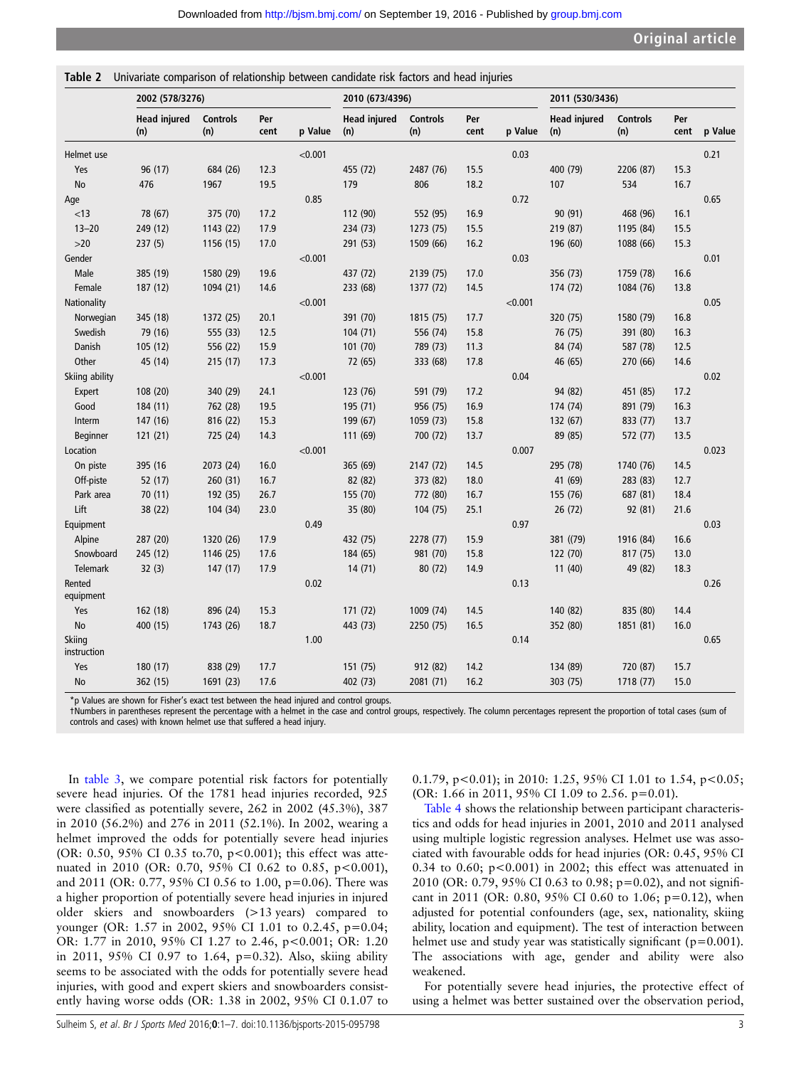**Table 2** Univariate comparison of relationship between candidate risk factors and head injuries

| | 2002 (578/3276) | | | | 2010 (673/4396) | | | | 2011 (530/3436) | | | |
|---|---|---|---|---|---|---|---|---|---|---|---|---|
| | Head injured (n) | Controls (n) | Per cent | p Value | Head injured (n) | Controls (n) | Per cent | p Value | Head injured (n) | Controls (n) | Per cent | p Value |
| Helmet use | | | | <0.001 | | | | 0.03 | | | | 0.21 |
| Yes | 96 (17) | 684 (26) | 12.3 | | 455 (72) | 2487 (76) | 15.5 | | 400 (79) | 2206 (87) | 15.3 | |
| No | 476 | 1967 | 19.5 | | 179 | 806 | 18.2 | | 107 | 534 | 16.7 | |
| Age | | | | 0.85 | | | | 0.72 | | | | 0.65 |
| <13 | 78 (67) | 375 (70) | 17.2 | | 112 (90) | 552 (95) | 16.9 | | 90 (91) | 468 (96) | 16.1 | |
| 13–20 | 249 (12) | 1143 (22) | 17.9 | | 234 (73) | 1273 (75) | 15.5 | | 219 (87) | 1195 (84) | 15.5 | |
| >20 | 237 (5) | 1156 (15) | 17.0 | | 291 (53) | 1509 (66) | 16.2 | | 196 (60) | 1088 (66) | 15.3 | |
| Gender | | | | <0.001 | | | | 0.03 | | | | 0.01 |
| Male | 385 (19) | 1580 (29) | 19.6 | | 437 (72) | 2139 (75) | 17.0 | | 356 (73) | 1759 (78) | 16.6 | |
| Female | 187 (12) | 1094 (21) | 14.6 | | 233 (68) | 1377 (72) | 14.5 | | 174 (72) | 1084 (76) | 13.8 | |
| Nationality | | | | <0.001 | | | | <0.001 | | | | 0.05 |
| Norwegian | 345 (18) | 1372 (25) | 20.1 | | 391 (70) | 1815 (75) | 17.7 | | 320 (75) | 1580 (79) | 16.8 | |
| Swedish | 79 (16) | 555 (33) | 12.5 | | 104 (71) | 556 (74) | 15.8 | | 76 (75) | 391 (80) | 16.3 | |
| Danish | 105 (12) | 556 (22) | 15.9 | | 101 (70) | 789 (73) | 11.3 | | 84 (74) | 587 (78) | 12.5 | |
| Other | 45 (14) | 215 (17) | 17.3 | | 72 (65) | 333 (68) | 17.8 | | 46 (65) | 270 (66) | 14.6 | |
| Skiing ability | | | | <0.001 | | | | 0.04 | | | | 0.02 |
| Expert | 108 (20) | 340 (29) | 24.1 | | 123 (76) | 591 (79) | 17.2 | | 94 (82) | 451 (85) | 17.2 | |
| Good | 184 (11) | 762 (28) | 19.5 | | 195 (71) | 956 (75) | 16.9 | | 174 (74) | 891 (79) | 16.3 | |
| Interm | 147 (16) | 816 (22) | 15.3 | | 199 (67) | 1059 (73) | 15.8 | | 132 (67) | 833 (77) | 13.7 | |
| Beginner | 121 (21) | 725 (24) | 14.3 | | 111 (69) | 700 (72) | 13.7 | | 89 (85) | 572 (77) | 13.5 | |
| Location | | | | <0.001 | | | | 0.007 | | | | 0.023 |
| On piste | 395 (16 | 2073 (24) | 16.0 | | 365 (69) | 2147 (72) | 14.5 | | 295 (78) | 1740 (76) | 14.5 | |
| Off-piste | 52 (17) | 260 (31) | 16.7 | | 82 (82) | 373 (82) | 18.0 | | 41 (69) | 283 (83) | 12.7 | |
| Park area | 70 (11) | 192 (35) | 26.7 | | 155 (70) | 772 (80) | 16.7 | | 155 (76) | 687 (81) | 18.4 | |
| Lift | 38 (22) | 104 (34) | 23.0 | | 35 (80) | 104 (75) | 25.1 | | 26 (72) | 92 (81) | 21.6 | |
| Equipment | | | | 0.49 | | | | 0.97 | | | | 0.03 |
| Alpine | 287 (20) | 1320 (26) | 17.9 | | 432 (75) | 2278 (77) | 15.9 | | 381 ((79) | 1916 (84) | 16.6 | |
| Snowboard | 245 (12) | 1146 (25) | 17.6 | | 184 (65) | 981 (70) | 15.8 | | 122 (70) | 817 (75) | 13.0 | |
| Telemark | 32 (3) | 147 (17) | 17.9 | | 14 (71) | 80 (72) | 14.9 | | 11 (40) | 49 (82) | 18.3 | |
| Rented equipment | | | | 0.02 | | | | 0.13 | | | | 0.26 |
| Yes | 162 (18) | 896 (24) | 15.3 | | 171 (72) | 1009 (74) | 14.5 | | 140 (82) | 835 (80) | 14.4 | |
| No | 400 (15) | 1743 (26) | 18.7 | | 443 (73) | 2250 (75) | 16.5 | | 352 (80) | 1851 (81) | 16.0 | |
| Skiing instruction | | | | 1.00 | | | | 0.14 | | | | 0.65 |
| Yes | 180 (17) | 838 (29) | 17.7 | | 151 (75) | 912 (82) | 14.2 | | 134 (89) | 720 (87) | 15.7 | |
| No | 362 (15) | 1691 (23) | 17.6 | | 402 (73) | 2081 (71) | 16.2 | | 303 (75) | 1718 (77) | 15.0 | |

*p Values are shown for Fisher's exact test between the head injured and control groups.
†Numbers in parentheses represent the percentage with a helmet in the case and control groups, respectively. The column percentages represent the proportion of total cases (sum of controls and cases) with known helmet use that suffered a head injury.

In table 3, we compare potential risk factors for potentially severe head injuries. Of the 1781 head injuries recorded, 925 were classified as potentially severe, 262 in 2002 (45.3%), 387 in 2010 (56.2%) and 276 in 2011 (52.1%). In 2002, wearing a helmet improved the odds for potentially severe head injuries (OR: 0.50, 95% CI 0.35 to.70, p<0.001); this effect was attenuated in 2010 (OR: 0.70, 95% CI 0.62 to 0.85, p<0.001), and 2011 (OR: 0.77, 95% CI 0.56 to 1.00, p=0.06). There was a higher proportion of potentially severe head injuries in injured older skiers and snowboarders (>13 years) compared to younger (OR: 1.57 in 2002, 95% CI 1.01 to 0.2.45, p=0.04; OR: 1.77 in 2010, 95% CI 1.27 to 2.46, p<0.001; OR: 1.20 in 2011, 95% CI 0.97 to 1.64, p=0.32). Also, skiing ability seems to be associated with the odds for potentially severe head injuries, with good and expert skiers and snowboarders consistently having worse odds (OR: 1.38 in 2002, 95% CI 0.1.07 to 0.1.79, p<0.01); in 2010: 1.25, 95% CI 1.01 to 1.54, p<0.05; (OR: 1.66 in 2011, 95% CI 1.09 to 2.56. p=0.01).

Table 4 shows the relationship between participant characteristics and odds for head injuries in 2001, 2010 and 2011 analysed using multiple logistic regression analyses. Helmet use was associated with favourable odds for head injuries (OR: 0.45, 95% CI 0.34 to 0.60; p<0.001) in 2002; this effect was attenuated in 2010 (OR: 0.79, 95% CI 0.63 to 0.98; p=0.02), and not significant in 2011 (OR: 0.80, 95% CI 0.60 to 1.06; p=0.12), when adjusted for potential confounders (age, sex, nationality, skiing ability, location and equipment). The test of interaction between helmet use and study year was statistically significant (p=0.001). The associations with age, gender and ability were also weakened.

For potentially severe head injuries, the protective effect of using a helmet was better sustained over the observation period,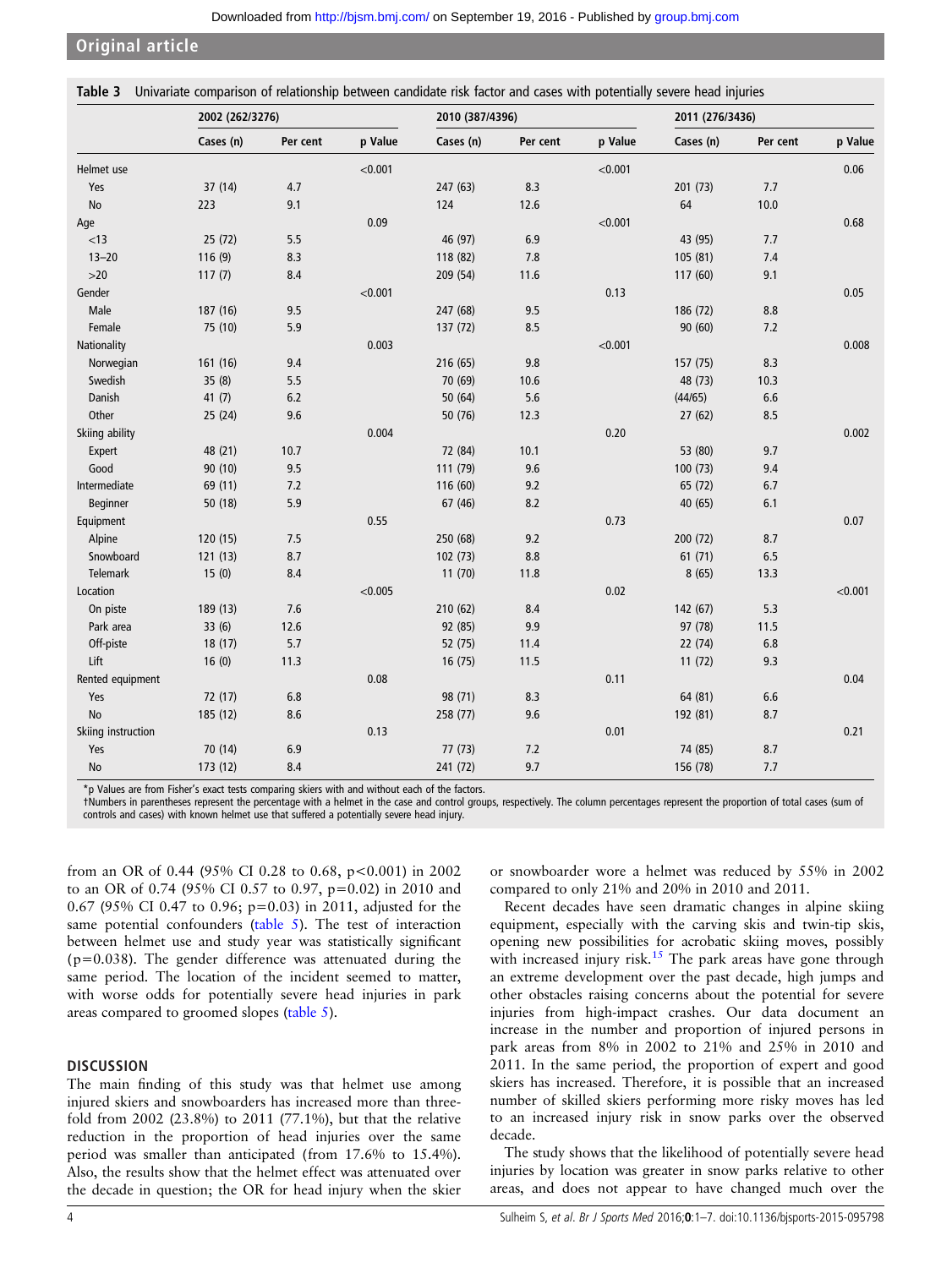**Table 3** Univariate comparison of relationship between candidate risk factor and cases with potentially severe head injuries

| | 2002 (262/3276) | | | 2010 (387/4396) | | | 2011 (276/3436) | | |
|---|---|---|---|---|---|---|---|---|---|
| | Cases (n) | Per cent | p Value | Cases (n) | Per cent | p Value | Cases (n) | Per cent | p Value |
| Helmet use | | | <0.001 | | | <0.001 | | | 0.06 |
| Yes | 37 (14) | 4.7 | | 247 (63) | 8.3 | | 201 (73) | 7.7 | |
| No | 223 | 9.1 | | 124 | 12.6 | | 64 | 10.0 | |
| Age | | | 0.09 | | | <0.001 | | | 0.68 |
| <13 | 25 (72) | 5.5 | | 46 (97) | 6.9 | | 43 (95) | 7.7 | |
| 13–20 | 116 (9) | 8.3 | | 118 (82) | 7.8 | | 105 (81) | 7.4 | |
| >20 | 117 (7) | 8.4 | | 209 (54) | 11.6 | | 117 (60) | 9.1 | |
| Gender | | | <0.001 | | | 0.13 | | | 0.05 |
| Male | 187 (16) | 9.5 | | 247 (68) | 9.5 | | 186 (72) | 8.8 | |
| Female | 75 (10) | 5.9 | | 137 (72) | 8.5 | | 90 (60) | 7.2 | |
| Nationality | | | 0.003 | | | <0.001 | | | 0.008 |
| Norwegian | 161 (16) | 9.4 | | 216 (65) | 9.8 | | 157 (75) | 8.3 | |
| Swedish | 35 (8) | 5.5 | | 70 (69) | 10.6 | | 48 (73) | 10.3 | |
| Danish | 41 (7) | 6.2 | | 50 (64) | 5.6 | | (44/65) | 6.6 | |
| Other | 25 (24) | 9.6 | | 50 (76) | 12.3 | | 27 (62) | 8.5 | |
| Skiing ability | | | 0.004 | | | 0.20 | | | 0.002 |
| Expert | 48 (21) | 10.7 | | 72 (84) | 10.1 | | 53 (80) | 9.7 | |
| Good | 90 (10) | 9.5 | | 111 (79) | 9.6 | | 100 (73) | 9.4 | |
| Intermediate | 69 (11) | 7.2 | | 116 (60) | 9.2 | | 65 (72) | 6.7 | |
| Beginner | 50 (18) | 5.9 | | 67 (46) | 8.2 | | 40 (65) | 6.1 | |
| Equipment | | | 0.55 | | | 0.73 | | | 0.07 |
| Alpine | 120 (15) | 7.5 | | 250 (68) | 9.2 | | 200 (72) | 8.7 | |
| Snowboard | 121 (13) | 8.7 | | 102 (73) | 8.8 | | 61 (71) | 6.5 | |
| Telemark | 15 (0) | 8.4 | | 11 (70) | 11.8 | | 8 (65) | 13.3 | |
| Location | | | <0.005 | | | 0.02 | | | <0.001 |
| On piste | 189 (13) | 7.6 | | 210 (62) | 8.4 | | 142 (67) | 5.3 | |
| Park area | 33 (6) | 12.6 | | 92 (85) | 9.9 | | 97 (78) | 11.5 | |
| Off-piste | 18 (17) | 5.7 | | 52 (75) | 11.4 | | 22 (74) | 6.8 | |
| Lift | 16 (0) | 11.3 | | 16 (75) | 11.5 | | 11 (72) | 9.3 | |
| Rented equipment | | | 0.08 | | | 0.11 | | | 0.04 |
| Yes | 72 (17) | 6.8 | | 98 (71) | 8.3 | | 64 (81) | 6.6 | |
| No | 185 (12) | 8.6 | | 258 (77) | 9.6 | | 192 (81) | 8.7 | |
| Skiing instruction | | | 0.13 | | | 0.01 | | | 0.21 |
| Yes | 70 (14) | 6.9 | | 77 (73) | 7.2 | | 74 (85) | 8.7 | |
| No | 173 (12) | 8.4 | | 241 (72) | 9.7 | | 156 (78) | 7.7 | |

*p Values are from Fisher's exact tests comparing skiers with and without each of the factors.
†Numbers in parentheses represent the percentage with a helmet in the case and control groups, respectively. The column percentages represent the proportion of total cases (sum of controls and cases) with known helmet use that suffered a potentially severe head injury.

from an OR of 0.44 (95% CI 0.28 to 0.68, $p<0.001$) in 2002 to an OR of 0.74 (95% CI 0.57 to 0.97, $p=0.02$) in 2010 and 0.67 (95% CI 0.47 to 0.96; $p=0.03$) in 2011, adjusted for the same potential confounders (table 5). The test of interaction between helmet use and study year was statistically significant ($p=0.038$). The gender difference was attenuated during the same period. The location of the incident seemed to matter, with worse odds for potentially severe head injuries in park areas compared to groomed slopes (table 5).

## DISCUSSION

The main finding of this study was that helmet use among injured skiers and snowboarders has increased more than threefold from 2002 (23.8%) to 2011 (77.1%), but that the relative reduction in the proportion of head injuries over the same period was smaller than anticipated (from 17.6% to 15.4%). Also, the results show that the helmet effect was attenuated over the decade in question; the OR for head injury when the skier or snowboarder wore a helmet was reduced by 55% in 2002 compared to only 21% and 20% in 2010 and 2011.

Recent decades have seen dramatic changes in alpine skiing equipment, especially with the carving skis and twin-tip skis, opening new possibilities for acrobatic skiing moves, possibly with increased injury risk.[15] The park areas have gone through an extreme development over the past decade, high jumps and other obstacles raising concerns about the potential for severe injuries from high-impact crashes. Our data document an increase in the number and proportion of injured persons in park areas from 8% in 2002 to 21% and 25% in 2010 and 2011. In the same period, the proportion of expert and good skiers has increased. Therefore, it is possible that an increased number of skilled skiers performing more risky moves has led to an increased injury risk in snow parks over the observed decade.

The study shows that the likelihood of potentially severe head injuries by location was greater in snow parks relative to other areas, and does not appear to have changed much over the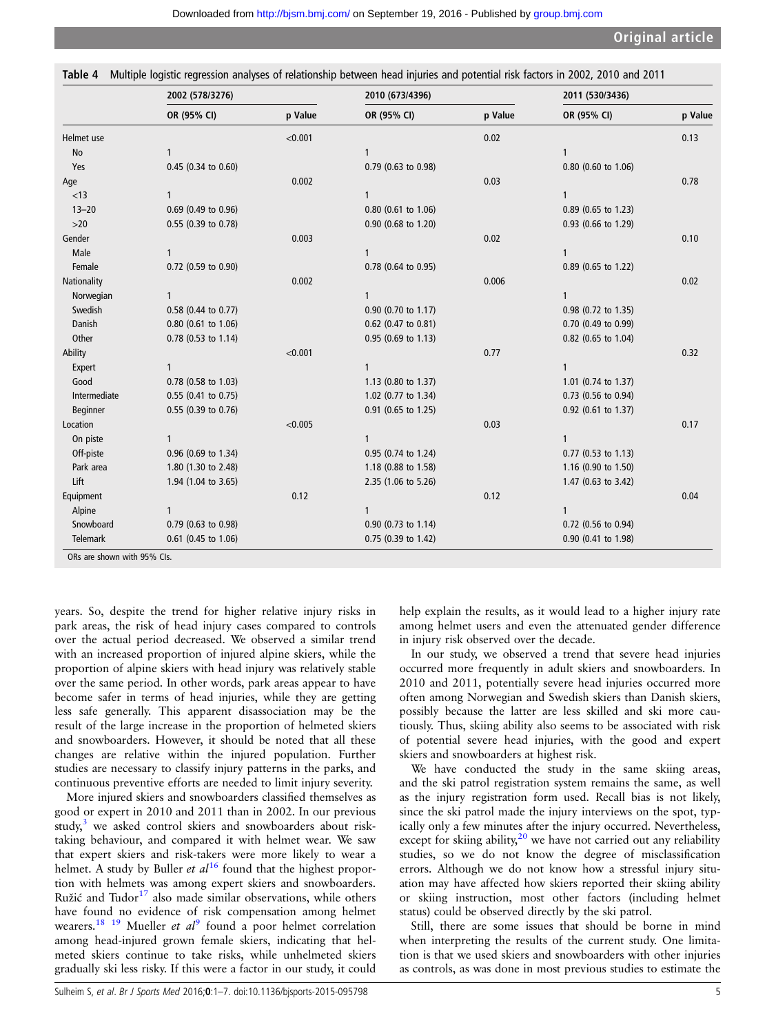**Table 4** Multiple logistic regression analyses of relationship between head injuries and potential risk factors in 2002, 2010 and 2011

| | 2002 (578/3276) | | 2010 (673/4396) | | 2011 (530/3436) | |
|---|---|---|---|---|---|---|
| | OR (95% CI) | p Value | OR (95% CI) | p Value | OR (95% CI) | p Value |
| Helmet use | | <0.001 | | 0.02 | | 0.13 |
| No | 1 | | 1 | | 1 | |
| Yes | 0.45 (0.34 to 0.60) | | 0.79 (0.63 to 0.98) | | 0.80 (0.60 to 1.06) | |
| Age | | 0.002 | | 0.03 | | 0.78 |
| <13 | 1 | | 1 | | 1 | |
| 13–20 | 0.69 (0.49 to 0.96) | | 0.80 (0.61 to 1.06) | | 0.89 (0.65 to 1.23) | |
| >20 | 0.55 (0.39 to 0.78) | | 0.90 (0.68 to 1.20) | | 0.93 (0.66 to 1.29) | |
| Gender | | 0.003 | | 0.02 | | 0.10 |
| Male | 1 | | 1 | | 1 | |
| Female | 0.72 (0.59 to 0.90) | | 0.78 (0.64 to 0.95) | | 0.89 (0.65 to 1.22) | |
| Nationality | | 0.002 | | 0.006 | | 0.02 |
| Norwegian | 1 | | 1 | | 1 | |
| Swedish | 0.58 (0.44 to 0.77) | | 0.90 (0.70 to 1.17) | | 0.98 (0.72 to 1.35) | |
| Danish | 0.80 (0.61 to 1.06) | | 0.62 (0.47 to 0.81) | | 0.70 (0.49 to 0.99) | |
| Other | 0.78 (0.53 to 1.14) | | 0.95 (0.69 to 1.13) | | 0.82 (0.65 to 1.04) | |
| Ability | | <0.001 | | 0.77 | | 0.32 |
| Expert | 1 | | 1 | | 1 | |
| Good | 0.78 (0.58 to 1.03) | | 1.13 (0.80 to 1.37) | | 1.01 (0.74 to 1.37) | |
| Intermediate | 0.55 (0.41 to 0.75) | | 1.02 (0.77 to 1.34) | | 0.73 (0.56 to 0.94) | |
| Beginner | 0.55 (0.39 to 0.76) | | 0.91 (0.65 to 1.25) | | 0.92 (0.61 to 1.37) | |
| Location | | <0.005 | | 0.03 | | 0.17 |
| On piste | 1 | | 1 | | 1 | |
| Off-piste | 0.96 (0.69 to 1.34) | | 0.95 (0.74 to 1.24) | | 0.77 (0.53 to 1.13) | |
| Park area | 1.80 (1.30 to 2.48) | | 1.18 (0.88 to 1.58) | | 1.16 (0.90 to 1.50) | |
| Lift | 1.94 (1.04 to 3.65) | | 2.35 (1.06 to 5.26) | | 1.47 (0.63 to 3.42) | |
| Equipment | | 0.12 | | 0.12 | | 0.04 |
| Alpine | 1 | | 1 | | 1 | |
| Snowboard | 0.79 (0.63 to 0.98) | | 0.90 (0.73 to 1.14) | | 0.72 (0.56 to 0.94) | |
| Telemark | 0.61 (0.45 to 1.06) | | 0.75 (0.39 to 1.42) | | 0.90 (0.41 to 1.98) | |

ORs are shown with 95% CIs.

years. So, despite the trend for higher relative injury risks in park areas, the risk of head injury cases compared to controls over the actual period decreased. We observed a similar trend with an increased proportion of injured alpine skiers, while the proportion of alpine skiers with head injury was relatively stable over the same period. In other words, park areas appear to have become safer in terms of head injuries, while they are getting less safe generally. This apparent disassociation may be the result of the large increase in the proportion of helmeted skiers and snowboarders. However, it should be noted that all these changes are relative within the injured population. Further studies are necessary to classify injury patterns in the parks, and continuous preventive efforts are needed to limit injury severity.

More injured skiers and snowboarders classified themselves as good or expert in 2010 and 2011 than in 2002. In our previous study,[3] we asked control skiers and snowboarders about risk-taking behaviour, and compared it with helmet wear. We saw that expert skiers and risk-takers were more likely to wear a helmet. A study by Buller *et al*[16] found that the highest proportion with helmets was among expert skiers and snowboarders. Ružić and Tudor[17] also made similar observations, while others have found no evidence of risk compensation among helmet wearers.[18 19] Mueller *et al*[9] found a poor helmet correlation among head-injured grown female skiers, indicating that helmeted skiers continue to take risks, while unhelmeted skiers gradually ski less risky. If this were a factor in our study, it could help explain the results, as it would lead to a higher injury rate among helmet users and even the attenuated gender difference in injury risk observed over the decade.

In our study, we observed a trend that severe head injuries occurred more frequently in adult skiers and snowboarders. In 2010 and 2011, potentially severe head injuries occurred more often among Norwegian and Swedish skiers than Danish skiers, possibly because the latter are less skilled and ski more cautiously. Thus, skiing ability also seems to be associated with risk of potential severe head injuries, with the good and expert skiers and snowboarders at highest risk.

We have conducted the study in the same skiing areas, and the ski patrol registration system remains the same, as well as the injury registration form used. Recall bias is not likely, since the ski patrol made the injury interviews on the spot, typically only a few minutes after the injury occurred. Nevertheless, except for skiing ability,[20] we have not carried out any reliability studies, so we do not know the degree of misclassification errors. Although we do not know how a stressful injury situation may have affected how skiers reported their skiing ability or skiing instruction, most other factors (including helmet status) could be observed directly by the ski patrol.

Still, there are some issues that should be borne in mind when interpreting the results of the current study. One limitation is that we used skiers and snowboarders with other injuries as controls, as was done in most previous studies to estimate the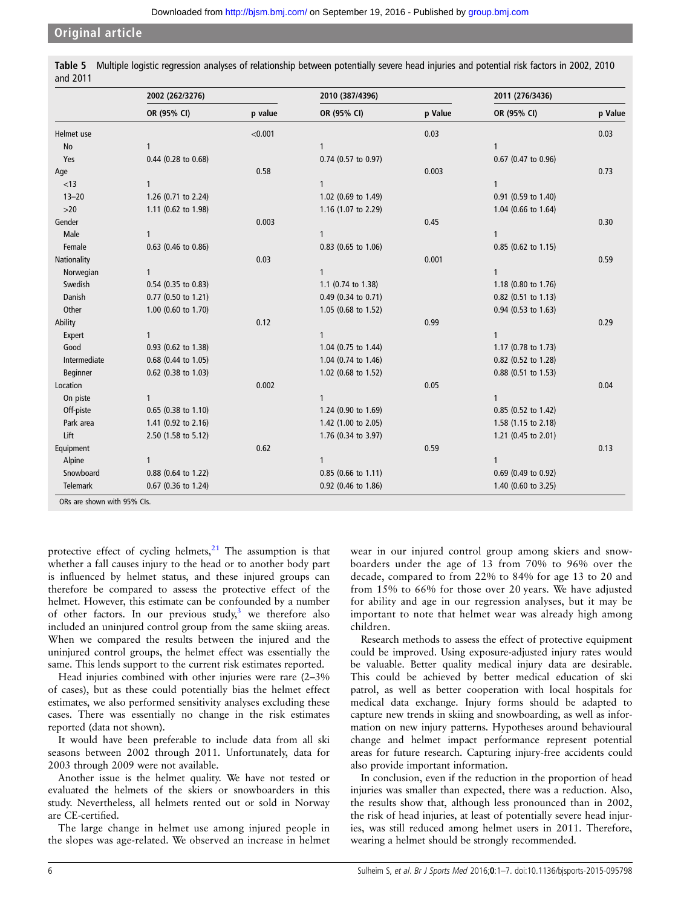**Table 5** Multiple logistic regression analyses of relationship between potentially severe head injuries and potential risk factors in 2002, 2010 and 2011

| | 2002 (262/3276) | | 2010 (387/4396) | | 2011 (276/3436) | |
|---|---|---|---|---|---|---|
| | OR (95% CI) | p value | OR (95% CI) | p Value | OR (95% CI) | p Value |
| Helmet use | | <0.001 | | 0.03 | | 0.03 |
| No | 1 | | 1 | | 1 | |
| Yes | 0.44 (0.28 to 0.68) | | 0.74 (0.57 to 0.97) | | 0.67 (0.47 to 0.96) | |
| Age | | 0.58 | | 0.003 | | 0.73 |
| <13 | 1 | | 1 | | 1 | |
| 13–20 | 1.26 (0.71 to 2.24) | | 1.02 (0.69 to 1.49) | | 0.91 (0.59 to 1.40) | |
| >20 | 1.11 (0.62 to 1.98) | | 1.16 (1.07 to 2.29) | | 1.04 (0.66 to 1.64) | |
| Gender | | 0.003 | | 0.45 | | 0.30 |
| Male | 1 | | 1 | | 1 | |
| Female | 0.63 (0.46 to 0.86) | | 0.83 (0.65 to 1.06) | | 0.85 (0.62 to 1.15) | |
| Nationality | | 0.03 | | 0.001 | | 0.59 |
| Norwegian | 1 | | 1 | | 1 | |
| Swedish | 0.54 (0.35 to 0.83) | | 1.1 (0.74 to 1.38) | | 1.18 (0.80 to 1.76) | |
| Danish | 0.77 (0.50 to 1.21) | | 0.49 (0.34 to 0.71) | | 0.82 (0.51 to 1.13) | |
| Other | 1.00 (0.60 to 1.70) | | 1.05 (0.68 to 1.52) | | 0.94 (0.53 to 1.63) | |
| Ability | | 0.12 | | 0.99 | | 0.29 |
| Expert | 1 | | 1 | | 1 | |
| Good | 0.93 (0.62 to 1.38) | | 1.04 (0.75 to 1.44) | | 1.17 (0.78 to 1.73) | |
| Intermediate | 0.68 (0.44 to 1.05) | | 1.04 (0.74 to 1.46) | | 0.82 (0.52 to 1.28) | |
| Beginner | 0.62 (0.38 to 1.03) | | 1.02 (0.68 to 1.52) | | 0.88 (0.51 to 1.53) | |
| Location | | 0.002 | | 0.05 | | 0.04 |
| On piste | 1 | | 1 | | 1 | |
| Off-piste | 0.65 (0.38 to 1.10) | | 1.24 (0.90 to 1.69) | | 0.85 (0.52 to 1.42) | |
| Park area | 1.41 (0.92 to 2.16) | | 1.42 (1.00 to 2.05) | | 1.58 (1.15 to 2.18) | |
| Lift | 2.50 (1.58 to 5.12) | | 1.76 (0.34 to 3.97) | | 1.21 (0.45 to 2.01) | |
| Equipment | | 0.62 | | 0.59 | | 0.13 |
| Alpine | 1 | | 1 | | 1 | |
| Snowboard | 0.88 (0.64 to 1.22) | | 0.85 (0.66 to 1.11) | | 0.69 (0.49 to 0.92) | |
| Telemark | 0.67 (0.36 to 1.24) | | 0.92 (0.46 to 1.86) | | 1.40 (0.60 to 3.25) | |

ORs are shown with 95% CIs.

protective effect of cycling helmets.[21] The assumption is that whether a fall causes injury to the head or to another body part is influenced by helmet status, and these injured groups can therefore be compared to assess the protective effect of the helmet. However, this estimate can be confounded by a number of other factors. In our previous study,[3] we therefore also included an uninjured control group from the same skiing areas. When we compared the results between the injured and the uninjured control groups, the helmet effect was essentially the same. This lends support to the current risk estimates reported.

Head injuries combined with other injuries were rare (2–3% of cases), but as these could potentially bias the helmet effect estimates, we also performed sensitivity analyses excluding these cases. There was essentially no change in the risk estimates reported (data not shown).

It would have been preferable to include data from all ski seasons between 2002 through 2011. Unfortunately, data for 2003 through 2009 were not available.

Another issue is the helmet quality. We have not tested or evaluated the helmets of the skiers or snowboarders in this study. Nevertheless, all helmets rented out or sold in Norway are CE-certified.

The large change in helmet use among injured people in the slopes was age-related. We observed an increase in helmet wear in our injured control group among skiers and snowboarders under the age of 13 from 70% to 96% over the decade, compared to from 22% to 84% for age 13 to 20 and from 15% to 66% for those over 20 years. We have adjusted for ability and age in our regression analyses, but it may be important to note that helmet wear was already high among children.

Research methods to assess the effect of protective equipment could be improved. Using exposure-adjusted injury rates would be valuable. Better quality medical injury data are desirable. This could be achieved by better medical education of ski patrol, as well as better cooperation with local hospitals for medical data exchange. Injury forms should be adapted to capture new trends in skiing and snowboarding, as well as information on new injury patterns. Hypotheses around behavioural change and helmet impact performance represent potential areas for future research. Capturing injury-free accidents could also provide important information.

In conclusion, even if the reduction in the proportion of head injuries was smaller than expected, there was a reduction. Also, the results show that, although less pronounced than in 2002, the risk of head injuries, at least of potentially severe head injuries, was still reduced among helmet users in 2011. Therefore, wearing a helmet should be strongly recommended.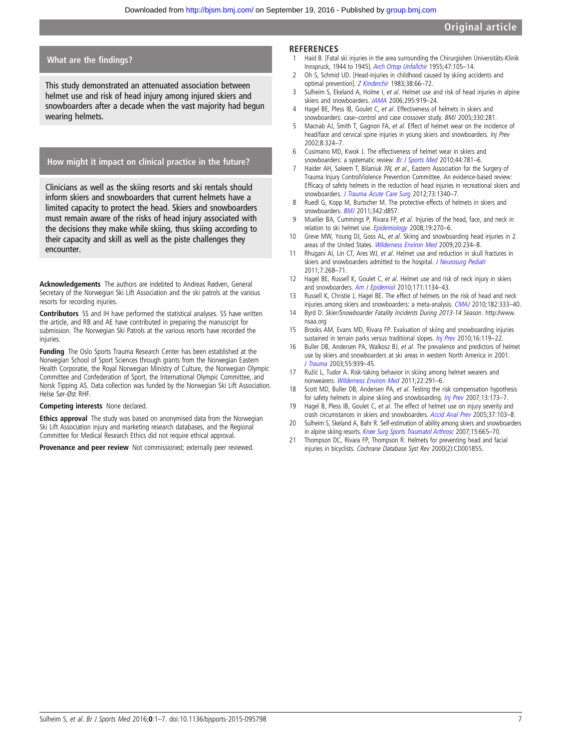## What are the findings?

This study demonstrated an attenuated association between helmet use and risk of head injury among injured skiers and snowboarders after a decade when the vast majority had begun wearing helmets.

## How might it impact on clinical practice in the future?

Clinicians as well as the skiing resorts and ski rentals should inform skiers and snowboarders that current helmets have a limited capacity to protect the head. Skiers and snowboarders must remain aware of the risks of head injury associated with the decisions they make while skiing, thus skiing according to their capacity and skill as well as the piste challenges they encounter.

**Acknowledgements** The authors are indebted to Andreas Rødven, General Secretary of the Norwegian Ski Lift Association and the ski patrols at the various resorts for recording injuries.

**Contributors** SS and IH have performed the statistical analyses. SS have written the article, and RB and AE have contributed in preparing the manuscript for submission. The Norwegian Ski Patrols at the various resorts have recorded the injuries.

**Funding** The Oslo Sports Trauma Research Center has been established at the Norwegian School of Sport Sciences through grants from the Norwegian Eastern Health Corporatie, the Royal Norwegian Ministry of Culture, the Norwegian Olympic Committee and Confederation of Sport, the International Olympic Committee, and Norsk Tipping AS. Data collection was funded by the Norwegian Ski Lift Association. Helse Sør-Øst RHF.

**Competing interests** None declared.

**Ethics approval** The study was based on anonymised data from the Norwegian Ski Lift Association injury and marketing research databases, and the Regional Committee for Medical Research Ethics did not require ethical approval.

**Provenance and peer review** Not commissioned; externally peer reviewed.

## REFERENCES

1. Haid B. [Fatal ski injuries in the area surrounding the Chirurgishen Universitäts-Klinik Innspruck, 1944 to 1945]. *Arch Ortop Unfallchir* 1955;47:105–14.
2. Oh S, Schmid UD. [Head-injuries in childhood caused by skiing accidents and optimal prevention]. *Z Kinderchir* 1983;38:66–72.
3. Sulheim S, Ekeland A, Holme I, *et al*. Helmet use and risk of head injuries in alpine skiers and snowboarders. *JAMA* 2006;295:919–24.
4. Hagel BE, Pless IB, Goulet C, *et al*. Effectiveness of helmets in skiers and snowboarders: case–control and case crossover study. *BMJ* 2005;330:281.
5. Macnab AJ, Smith T, Gagnon FA, *et al*. Effect of helmet wear on the incidence of head/face and cervical spine injuries in young skiers and snowboarders. *Inj Prev* 2002;8:324–7.
6. Cusimano MD, Kwok J. The effectiveness of helmet wear in skiers and snowboarders: a systematic review. *Br J Sports Med* 2010;44:781–6.
7. Haider AH, Saleem T, Bilaniuk JW, *et al*., Eastern Association for the Surgery of Trauma Injury ControlViolence Prevention Committee. An evidence-based review: Efficacy of safety helmets in the reduction of head injuries in recreational skiers and snowboarders. *J Trauma Acute Care Surg* 2012;73:1340–7.
8. Ruedl G, Kopp M, Burtscher M. The protective effects of helmets in skiers and snowboarders. *BMJ* 2011;342:d857.
9. Mueller BA, Cummings P, Rivara FP, *et al*. Injuries of the head, face, and neck in relation to ski helmet use. *Epidemiology* 2008;19:270–6.
10. Greve MW, Young DJ, Goss AL, *et al*. Skiing and snowboarding head injuries in 2 areas of the United States. *Wilderness Environ Med* 2009;20:234–8.
11. Rhugani AI, Lin CT, Ares WJ, *et al*. Helmet use and reduction in skull fractures in skiers and snowboarders admitted to the hospital. *J Neurosurg Pediatr* 2011;7:268–71.
12. Hagel BE, Russell K, Goulet C, *et al*. Helmet use and risk of neck injury in skiers and snowboarders. *Am J Epidemiol* 2010;171:1134–43.
13. Russell K, Christie J, Hagel BE. The effect of helmets on the risk of head and neck injuries among skiers and snowboarders: a meta-analysis. *CMAJ* 2010;182:333–40.
14. Byrd D. *Skier/Snowboarder Fatality Incidents During 2013-14 Season*. http://www.nsaa.org
15. Brooks AM, Evans MD, Rivara FP. Evaluation of skiing and snowboarding injuries sustained in terrain parks versus traditional slopes. *Inj Prev* 2010;16:119–22.
16. Buller DB, Andersen PA, Walkosz BJ, *et al*. The prevalence and predictors of helmet use by skiers and snowboarders at ski areas in western North America in 2001. *J Trauma* 2003;55:939–45.
17. Ružić L, Tudor A. Risk-taking behavior in skiing among helmet wearers and nonwearers. *Wilderness Environ Med* 2011;22:291–6.
18. Scott MD, Buller DB, Andersen PA, *et al*. Testing the risk compensation hypothesis for safety helmets in alpine skiing and snowboarding. *Inj Prev* 2007;13:173–7.
19. Hagel B, Pless IB, Goulet C, *et al*. The effect of helmet use on injury severity and crash circumstances in skiers and snowboarders. *Accid Anal Prev* 2005;37:103–8.
20. Sulheim S, Skeland A, Bahr R. Self-estimation of ability among skiers and snowboarders in alpine skiing resorts. *Knee Surg Sports Traumatol Arthrosc* 2007;15:665–70.
21. Thompson DC, Rivara FP, Thompson R. Helmets for preventing head and facial injuries in bicyclists. *Cochrane Database Syst Rev* 2000(2):CD001855.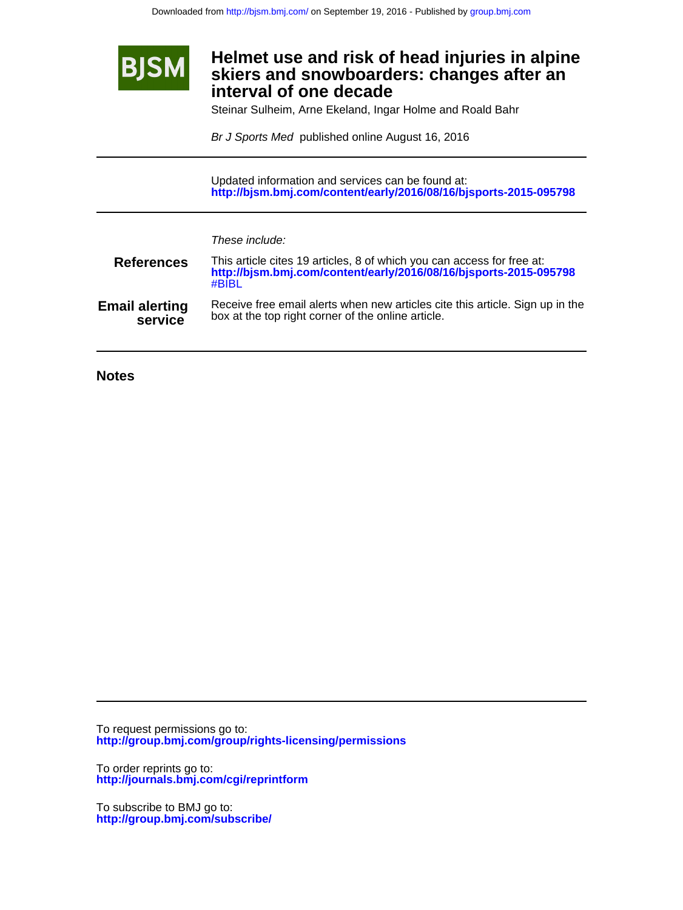Downloaded from http://bjsm.bmj.com/ on September 19, 2016 - Published by group.bmj.com

**BJSM**

# Helmet use and risk of head injuries in alpine skiers and snowboarders: changes after an interval of one decade

Steinar Sulheim, Arne Ekeland, Ingar Holme and Roald Bahr

*Br J Sports Med* published online August 16, 2016

Updated information and services can be found at:
**http://bjsm.bmj.com/content/early/2016/08/16/bjsports-2015-095798**

*These include:*

**References**

This article cites 19 articles, 8 of which you can access for free at:
**http://bjsm.bmj.com/content/early/2016/08/16/bjsports-2015-095798#BIBL**

**Email alerting service**

Receive free email alerts when new articles cite this article. Sign up in the box at the top right corner of the online article.

## Notes

To request permissions go to:
**http://group.bmj.com/group/rights-licensing/permissions**

To order reprints go to:
**http://journals.bmj.com/cgi/reprintform**

To subscribe to BMJ go to:
**http://group.bmj.com/subscribe/**